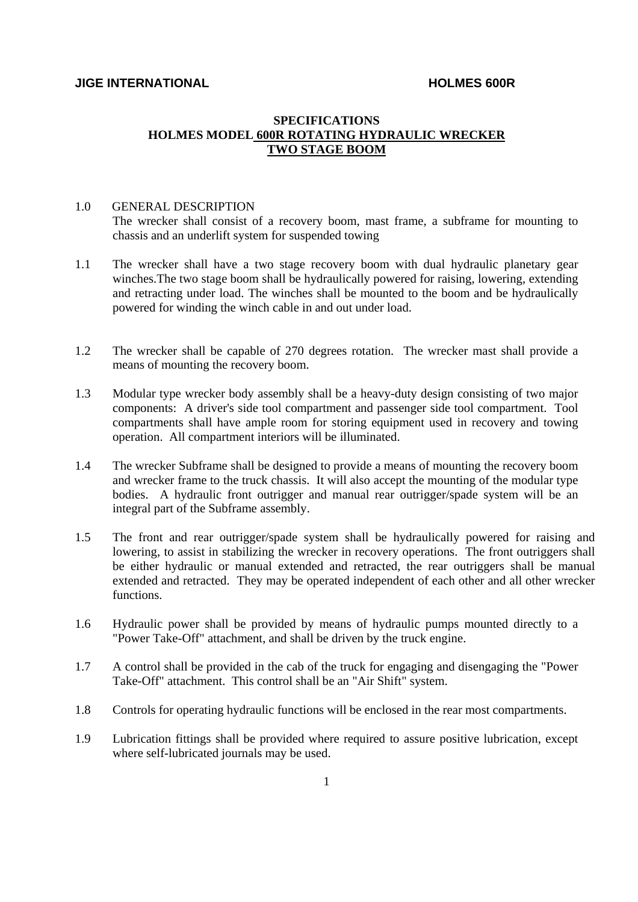## SPECIFICATIONS
## HOLMES MODEL 600R ROTATING HYDRAULIC WRECKER
## TWO STAGE BOOM

1.0 GENERAL DESCRIPTION
The wrecker shall consist of a recovery boom, mast frame, a subframe for mounting to chassis and an underlift system for suspended towing

1.1 The wrecker shall have a two stage recovery boom with dual hydraulic planetary gear winches.The two stage boom shall be hydraulically powered for raising, lowering, extending and retracting under load. The winches shall be mounted to the boom and be hydraulically powered for winding the winch cable in and out under load.

1.2 The wrecker shall be capable of 270 degrees rotation. The wrecker mast shall provide a means of mounting the recovery boom.

1.3 Modular type wrecker body assembly shall be a heavy-duty design consisting of two major components: A driver's side tool compartment and passenger side tool compartment. Tool compartments shall have ample room for storing equipment used in recovery and towing operation. All compartment interiors will be illuminated.

1.4 The wrecker Subframe shall be designed to provide a means of mounting the recovery boom and wrecker frame to the truck chassis. It will also accept the mounting of the modular type bodies. A hydraulic front outrigger and manual rear outrigger/spade system will be an integral part of the Subframe assembly.

1.5 The front and rear outrigger/spade system shall be hydraulically powered for raising and lowering, to assist in stabilizing the wrecker in recovery operations. The front outriggers shall be either hydraulic or manual extended and retracted, the rear outriggers shall be manual extended and retracted. They may be operated independent of each other and all other wrecker functions.

1.6 Hydraulic power shall be provided by means of hydraulic pumps mounted directly to a "Power Take-Off" attachment, and shall be driven by the truck engine.

1.7 A control shall be provided in the cab of the truck for engaging and disengaging the "Power Take-Off" attachment. This control shall be an "Air Shift" system.

1.8 Controls for operating hydraulic functions will be enclosed in the rear most compartments.

1.9 Lubrication fittings shall be provided where required to assure positive lubrication, except where self-lubricated journals may be used.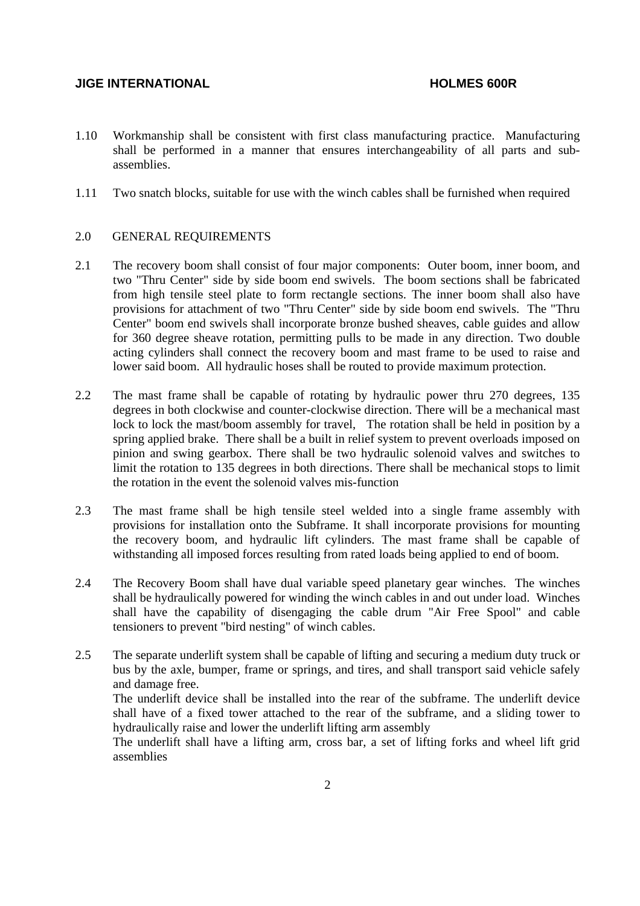1.10 Workmanship shall be consistent with first class manufacturing practice. Manufacturing shall be performed in a manner that ensures interchangeability of all parts and sub-assemblies.

1.11 Two snatch blocks, suitable for use with the winch cables shall be furnished when required

## 2.0 GENERAL REQUIREMENTS

2.1 The recovery boom shall consist of four major components: Outer boom, inner boom, and two "Thru Center" side by side boom end swivels. The boom sections shall be fabricated from high tensile steel plate to form rectangle sections. The inner boom shall also have provisions for attachment of two "Thru Center" side by side boom end swivels. The "Thru Center" boom end swivels shall incorporate bronze bushed sheaves, cable guides and allow for 360 degree sheave rotation, permitting pulls to be made in any direction. Two double acting cylinders shall connect the recovery boom and mast frame to be used to raise and lower said boom. All hydraulic hoses shall be routed to provide maximum protection.

2.2 The mast frame shall be capable of rotating by hydraulic power thru 270 degrees, 135 degrees in both clockwise and counter-clockwise direction. There will be a mechanical mast lock to lock the mast/boom assembly for travel, The rotation shall be held in position by a spring applied brake. There shall be a built in relief system to prevent overloads imposed on pinion and swing gearbox. There shall be two hydraulic solenoid valves and switches to limit the rotation to 135 degrees in both directions. There shall be mechanical stops to limit the rotation in the event the solenoid valves mis-function

2.3 The mast frame shall be high tensile steel welded into a single frame assembly with provisions for installation onto the Subframe. It shall incorporate provisions for mounting the recovery boom, and hydraulic lift cylinders. The mast frame shall be capable of withstanding all imposed forces resulting from rated loads being applied to end of boom.

2.4 The Recovery Boom shall have dual variable speed planetary gear winches. The winches shall be hydraulically powered for winding the winch cables in and out under load. Winches shall have the capability of disengaging the cable drum "Air Free Spool" and cable tensioners to prevent "bird nesting" of winch cables.

2.5 The separate underlift system shall be capable of lifting and securing a medium duty truck or bus by the axle, bumper, frame or springs, and tires, and shall transport said vehicle safely and damage free.
The underlift device shall be installed into the rear of the subframe. The underlift device shall have of a fixed tower attached to the rear of the subframe, and a sliding tower to hydraulically raise and lower the underlift lifting arm assembly
The underlift shall have a lifting arm, cross bar, a set of lifting forks and wheel lift grid assemblies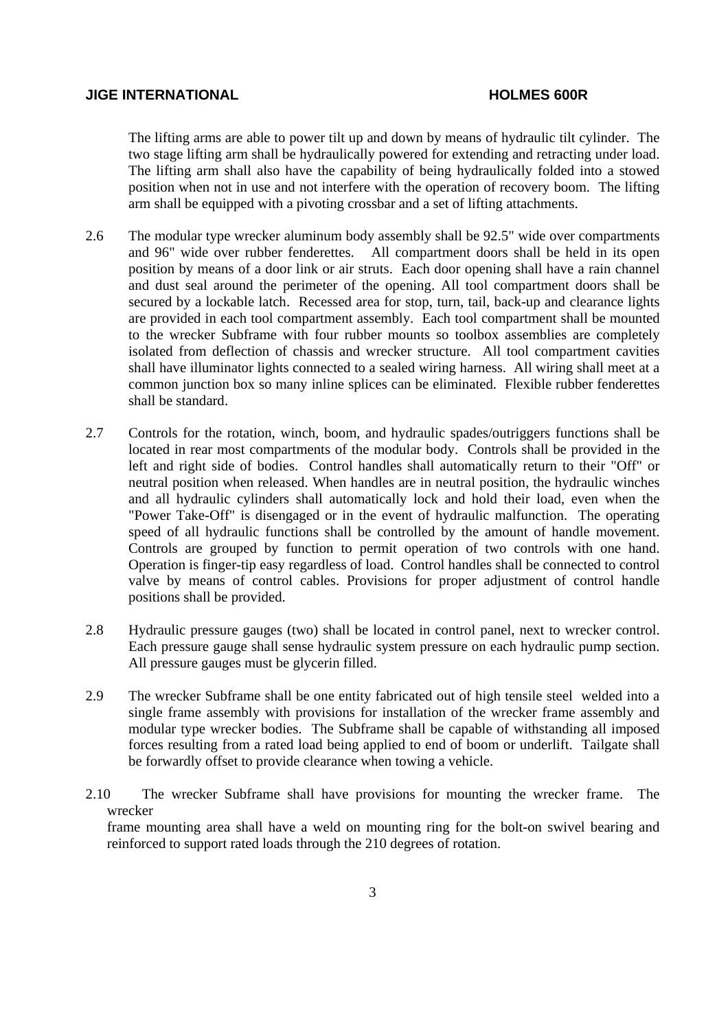The lifting arms are able to power tilt up and down by means of hydraulic tilt cylinder. The two stage lifting arm shall be hydraulically powered for extending and retracting under load. The lifting arm shall also have the capability of being hydraulically folded into a stowed position when not in use and not interfere with the operation of recovery boom. The lifting arm shall be equipped with a pivoting crossbar and a set of lifting attachments.

2.6 The modular type wrecker aluminum body assembly shall be 92.5" wide over compartments and 96" wide over rubber fenderettes. All compartment doors shall be held in its open position by means of a door link or air struts. Each door opening shall have a rain channel and dust seal around the perimeter of the opening. All tool compartment doors shall be secured by a lockable latch. Recessed area for stop, turn, tail, back-up and clearance lights are provided in each tool compartment assembly. Each tool compartment shall be mounted to the wrecker Subframe with four rubber mounts so toolbox assemblies are completely isolated from deflection of chassis and wrecker structure. All tool compartment cavities shall have illuminator lights connected to a sealed wiring harness. All wiring shall meet at a common junction box so many inline splices can be eliminated. Flexible rubber fenderettes shall be standard.

2.7 Controls for the rotation, winch, boom, and hydraulic spades/outriggers functions shall be located in rear most compartments of the modular body. Controls shall be provided in the left and right side of bodies. Control handles shall automatically return to their "Off" or neutral position when released. When handles are in neutral position, the hydraulic winches and all hydraulic cylinders shall automatically lock and hold their load, even when the "Power Take-Off" is disengaged or in the event of hydraulic malfunction. The operating speed of all hydraulic functions shall be controlled by the amount of handle movement. Controls are grouped by function to permit operation of two controls with one hand. Operation is finger-tip easy regardless of load. Control handles shall be connected to control valve by means of control cables. Provisions for proper adjustment of control handle positions shall be provided.

2.8 Hydraulic pressure gauges (two) shall be located in control panel, next to wrecker control. Each pressure gauge shall sense hydraulic system pressure on each hydraulic pump section. All pressure gauges must be glycerin filled.

2.9 The wrecker Subframe shall be one entity fabricated out of high tensile steel welded into a single frame assembly with provisions for installation of the wrecker frame assembly and modular type wrecker bodies. The Subframe shall be capable of withstanding all imposed forces resulting from a rated load being applied to end of boom or underlift. Tailgate shall be forwardly offset to provide clearance when towing a vehicle.

2.10 The wrecker Subframe shall have provisions for mounting the wrecker frame. The wrecker frame mounting area shall have a weld on mounting ring for the bolt-on swivel bearing and reinforced to support rated loads through the 210 degrees of rotation.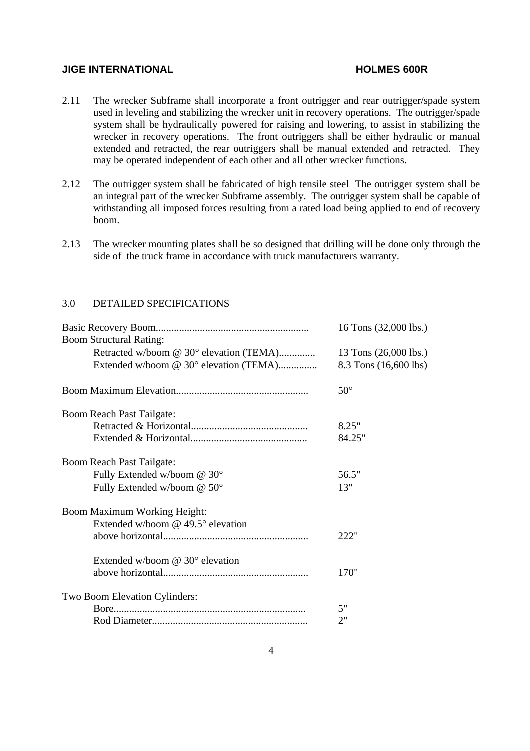2.11 The wrecker Subframe shall incorporate a front outrigger and rear outrigger/spade system used in leveling and stabilizing the wrecker unit in recovery operations. The outrigger/spade system shall be hydraulically powered for raising and lowering, to assist in stabilizing the wrecker in recovery operations. The front outriggers shall be either hydraulic or manual extended and retracted, the rear outriggers shall be manual extended and retracted. They may be operated independent of each other and all other wrecker functions.

2.12 The outrigger system shall be fabricated of high tensile steel The outrigger system shall be an integral part of the wrecker Subframe assembly. The outrigger system shall be capable of withstanding all imposed forces resulting from a rated load being applied to end of recovery boom.

2.13 The wrecker mounting plates shall be so designed that drilling will be done only through the side of the truck frame in accordance with truck manufacturers warranty.

## 3.0 DETAILED SPECIFICATIONS

| | |
|---|---|
| Basic Recovery Boom........................................................... | 16 Tons (32,000 lbs.) |
| Boom Structural Rating: | |
| Retracted w/boom @ 30° elevation (TEMA).............. | 13 Tons (26,000 lbs.) |
| Extended w/boom @ 30° elevation (TEMA)............... | 8.3 Tons (16,600 lbs) |
| Boom Maximum Elevation................................................... | 50° |
| Boom Reach Past Tailgate: | |
| Retracted & Horizontal............................................. | 8.25" |
| Extended & Horizontal............................................. | 84.25" |
| Boom Reach Past Tailgate: | |
| Fully Extended w/boom @ 30° | 56.5" |
| Fully Extended w/boom @ 50° | 13" |
| Boom Maximum Working Height: | |
| Extended w/boom @ 49.5° elevation above horizontal........................................................ | 222" |
| Extended w/boom @ 30° elevation above horizontal........................................................ | 170" |
| Two Boom Elevation Cylinders: | |
| Bore.......................................................................... | 5" |
| Rod Diameter............................................................ | 2" |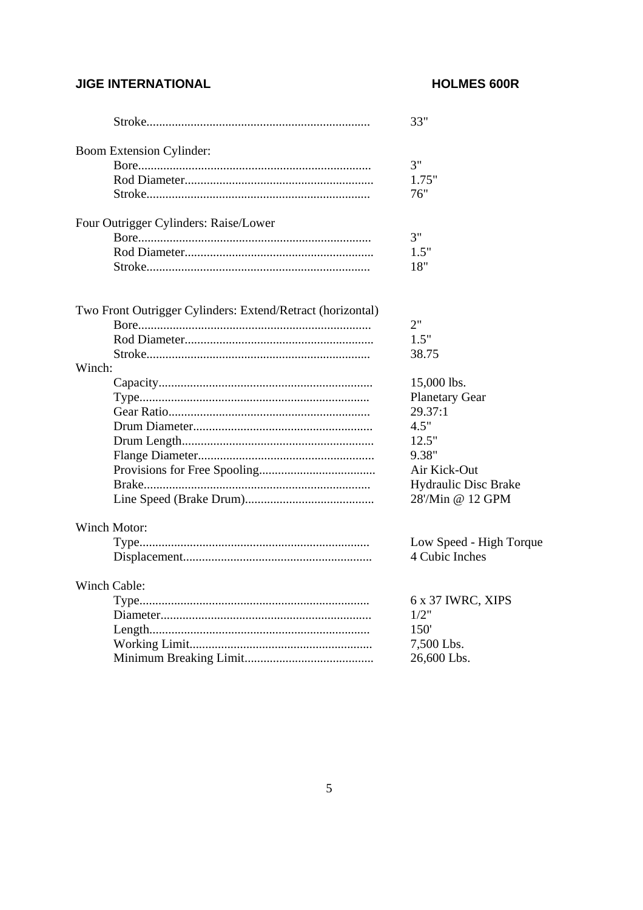Stroke...................................................................... 33"

Boom Extension Cylinder:

- Bore......................................................................... 3"
- Rod Diameter........................................................... 1.75"
- Stroke...................................................................... 76"

Four Outrigger Cylinders: Raise/Lower

- Bore......................................................................... 3"
- Rod Diameter........................................................... 1.5"
- Stroke...................................................................... 18"

Two Front Outrigger Cylinders: Extend/Retract (horizontal)

- Bore......................................................................... 2"
- Rod Diameter........................................................... 1.5"
- Stroke...................................................................... 38.75

Winch:

- Capacity................................................................... 15,000 lbs.
- Type........................................................................ Planetary Gear
- Gear Ratio............................................................... 29.37:1
- Drum Diameter........................................................ 4.5"
- Drum Length............................................................ 12.5"
- Flange Diameter....................................................... 9.38"
- Provisions for Free Spooling.................................... Air Kick-Out
- Brake....................................................................... Hydraulic Disc Brake
- Line Speed (Brake Drum)......................................... 28'/Min @ 12 GPM

Winch Motor:

- Type........................................................................ Low Speed - High Torque
- Displacement........................................................... 4 Cubic Inches

Winch Cable:

- Type........................................................................ 6 x 37 IWRC, XIPS
- Diameter.................................................................. 1/2"
- Length..................................................................... 150'
- Working Limit.......................................................... 7,500 Lbs.
- Minimum Breaking Limit......................................... 26,600 Lbs.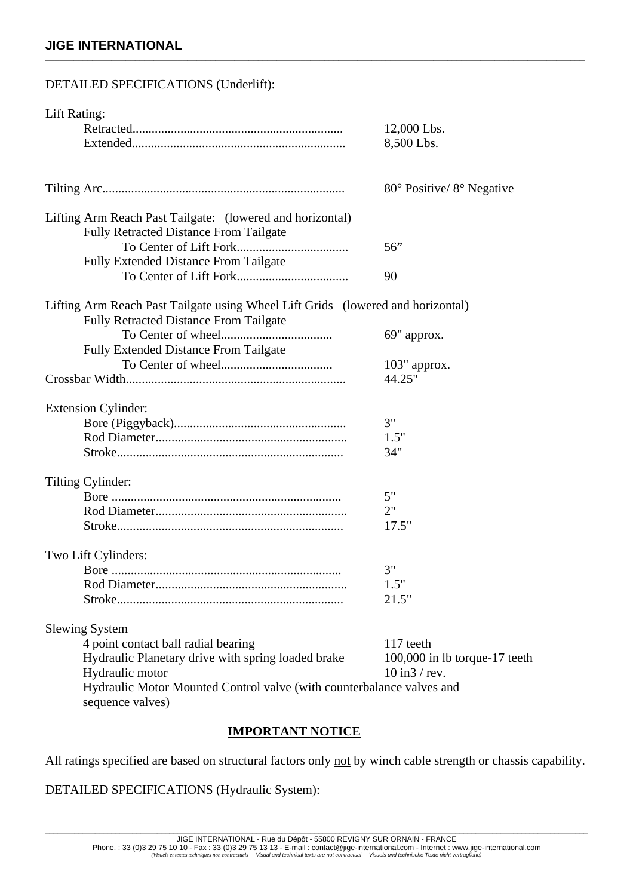DETAILED SPECIFICATIONS (Underlift):

Lift Rating:

| | |
|---|---|
| Retracted | 12,000 Lbs. |
| Extended | 8,500 Lbs. |

| | |
|---|---|
| Tilting Arc | 80° Positive/ 8° Negative |

Lifting Arm Reach Past Tailgate: (lowered and horizontal)

| | |
|---|---|
| Fully Retracted Distance From Tailgate To Center of Lift Fork | 56" |
| Fully Extended Distance From Tailgate To Center of Lift Fork | 90 |

Lifting Arm Reach Past Tailgate using Wheel Lift Grids (lowered and horizontal)

| | |
|---|---|
| Fully Retracted Distance From Tailgate To Center of wheel | 69" approx. |
| Fully Extended Distance From Tailgate To Center of wheel | 103" approx. |
| Crossbar Width | 44.25" |

Extension Cylinder:

| | |
|---|---|
| Bore (Piggyback) | 3" |
| Rod Diameter | 1.5" |
| Stroke | 34" |

Tilting Cylinder:

| | |
|---|---|
| Bore | 5" |
| Rod Diameter | 2" |
| Stroke | 17.5" |

Two Lift Cylinders:

| | |
|---|---|
| Bore | 3" |
| Rod Diameter | 1.5" |
| Stroke | 21.5" |

Slewing System

| | |
|---|---|
| 4 point contact ball radial bearing | 117 teeth |
| Hydraulic Planetary drive with spring loaded brake | 100,000 in lb torque-17 teeth |
| Hydraulic motor | 10 in3 / rev. |

Hydraulic Motor Mounted Control valve (with counterbalance valves and sequence valves)

**IMPORTANT NOTICE**

All ratings specified are based on structural factors only <u>not</u> by winch cable strength or chassis capability.

DETAILED SPECIFICATIONS (Hydraulic System):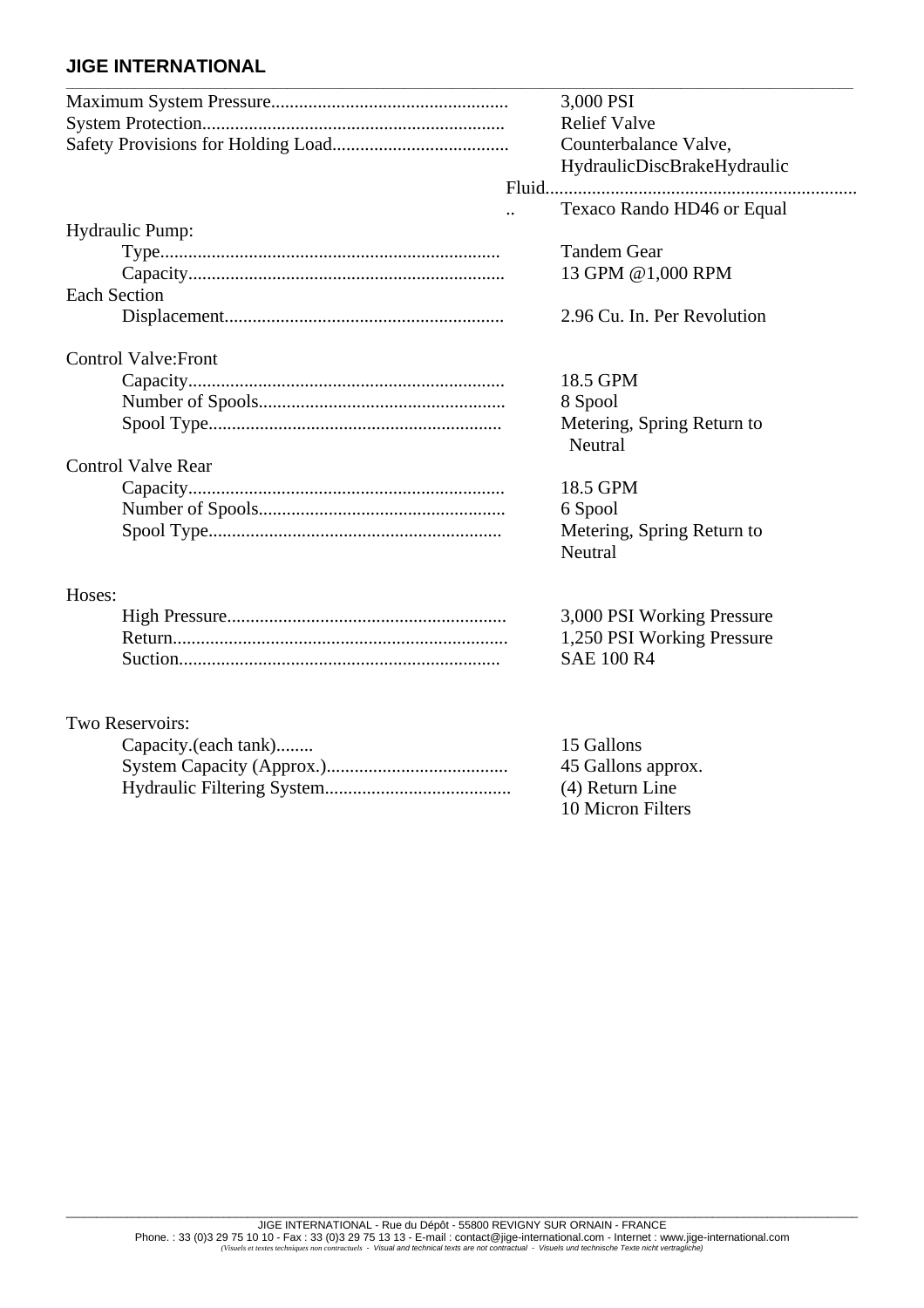**JIGE INTERNATIONAL**

| | |
|---|---|
| Maximum System Pressure | 3,000 PSI |
| System Protection | Relief Valve |
| Safety Provisions for Holding Load | Counterbalance Valve, HydraulicDiscBrake |
| Hydraulic Fluid | Texaco Rando HD46 or Equal |
| Hydraulic Pump: | |
| Type | Tandem Gear |
| Capacity | 13 GPM @1,000 RPM |
| Each Section | |
| Displacement | 2.96 Cu. In. Per Revolution |
| Control Valve:Front | |
| Capacity | 18.5 GPM |
| Number of Spools | 8 Spool |
| Spool Type | Metering, Spring Return to Neutral |
| Control Valve Rear | |
| Capacity | 18.5 GPM |
| Number of Spools | 6 Spool |
| Spool Type | Metering, Spring Return to Neutral |
| Hoses: | |
| High Pressure | 3,000 PSI Working Pressure |
| Return | 1,250 PSI Working Pressure |
| Suction | SAE 100 R4 |
| Two Reservoirs: | |
| Capacity.(each tank) | 15 Gallons |
| System Capacity (Approx.) | 45 Gallons approx. |
| Hydraulic Filtering System | (4) Return Line 10 Micron Filters |

JIGE INTERNATIONAL - Rue du Dépôt - 55800 REVIGNY SUR ORNAIN - FRANCE
Phone. : 33 (0)3 29 75 10 10 - Fax : 33 (0)3 29 75 13 13 - E-mail : contact@jige-international.com - Internet : www.jige-international.com
*(Visuels et textes techniques non contractuels - Visual and technical texts are not contractual - Visuels und technische Texte nicht vertragliche)*